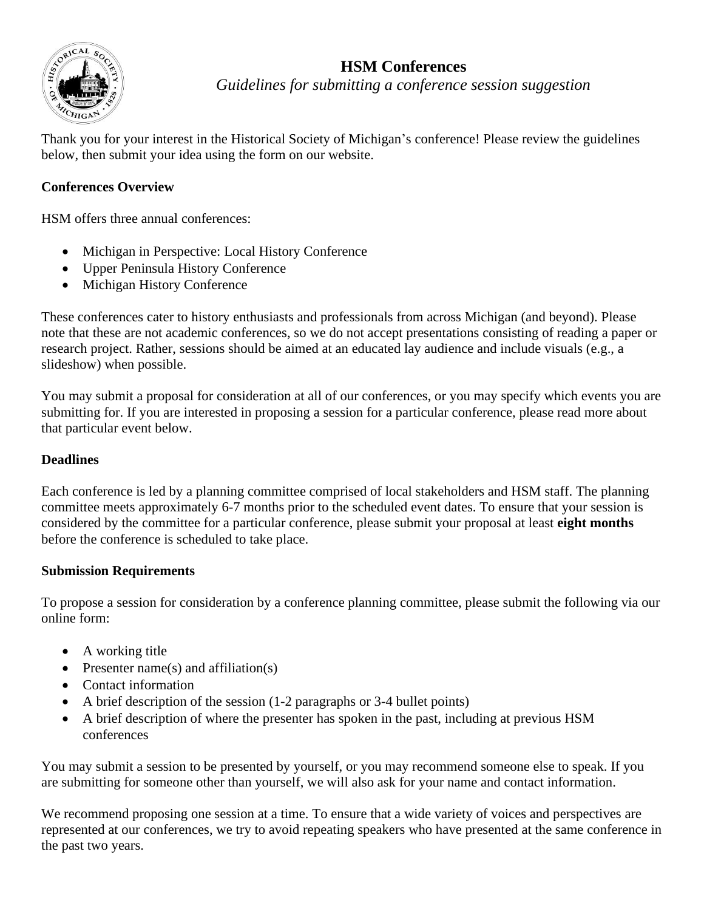# HSM Conferences

*Guidelines for submitting a conference session suggestion*

Thank you for your interest in the Historical Society of Michigan's conference! Please review the guidelines below, then submit your idea using the form on our website.

**Conferences Overview**

HSM offers three annual conferences:

- Michigan in Perspective: Local History Conference
- Upper Peninsula History Conference
- Michigan History Conference

These conferences cater to history enthusiasts and professionals from across Michigan (and beyond). Please note that these are not academic conferences, so we do not accept presentations consisting of reading a paper or research project. Rather, sessions should be aimed at an educated lay audience and include visuals (e.g., a slideshow) when possible.

You may submit a proposal for consideration at all of our conferences, or you may specify which events you are submitting for. If you are interested in proposing a session for a particular conference, please read more about that particular event below.

**Deadlines**

Each conference is led by a planning committee comprised of local stakeholders and HSM staff. The planning committee meets approximately 6-7 months prior to the scheduled event dates. To ensure that your session is considered by the committee for a particular conference, please submit your proposal at least **eight months** before the conference is scheduled to take place.

**Submission Requirements**

To propose a session for consideration by a conference planning committee, please submit the following via our online form:

- A working title
- Presenter name(s) and affiliation(s)
- Contact information
- A brief description of the session (1-2 paragraphs or 3-4 bullet points)
- A brief description of where the presenter has spoken in the past, including at previous HSM conferences

You may submit a session to be presented by yourself, or you may recommend someone else to speak. If you are submitting for someone other than yourself, we will also ask for your name and contact information.

We recommend proposing one session at a time. To ensure that a wide variety of voices and perspectives are represented at our conferences, we try to avoid repeating speakers who have presented at the same conference in the past two years.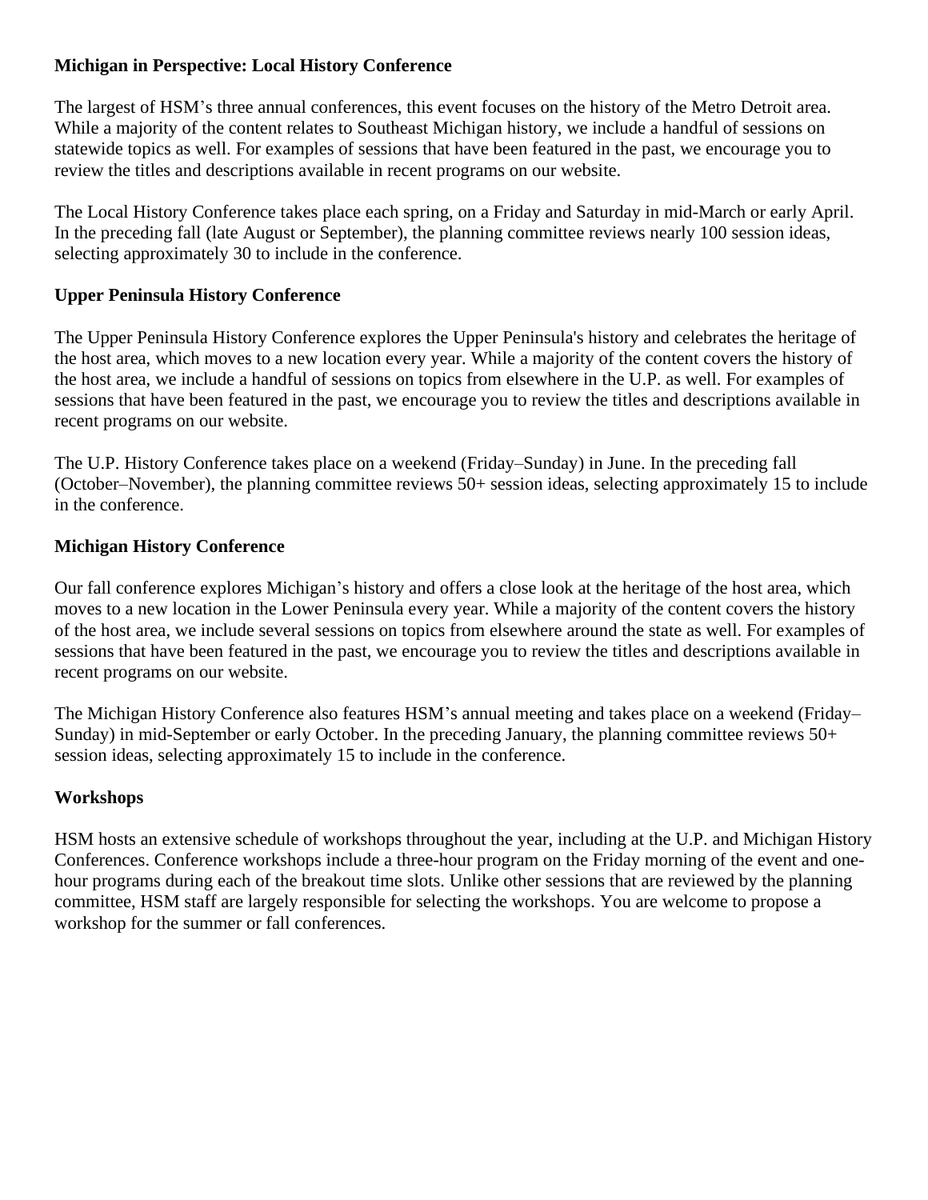**Michigan in Perspective: Local History Conference**

The largest of HSM's three annual conferences, this event focuses on the history of the Metro Detroit area. While a majority of the content relates to Southeast Michigan history, we include a handful of sessions on statewide topics as well. For examples of sessions that have been featured in the past, we encourage you to review the titles and descriptions available in recent programs on our website.

The Local History Conference takes place each spring, on a Friday and Saturday in mid-March or early April. In the preceding fall (late August or September), the planning committee reviews nearly 100 session ideas, selecting approximately 30 to include in the conference.

**Upper Peninsula History Conference**

The Upper Peninsula History Conference explores the Upper Peninsula's history and celebrates the heritage of the host area, which moves to a new location every year. While a majority of the content covers the history of the host area, we include a handful of sessions on topics from elsewhere in the U.P. as well. For examples of sessions that have been featured in the past, we encourage you to review the titles and descriptions available in recent programs on our website.

The U.P. History Conference takes place on a weekend (Friday–Sunday) in June. In the preceding fall (October–November), the planning committee reviews 50+ session ideas, selecting approximately 15 to include in the conference.

**Michigan History Conference**

Our fall conference explores Michigan's history and offers a close look at the heritage of the host area, which moves to a new location in the Lower Peninsula every year. While a majority of the content covers the history of the host area, we include several sessions on topics from elsewhere around the state as well. For examples of sessions that have been featured in the past, we encourage you to review the titles and descriptions available in recent programs on our website.

The Michigan History Conference also features HSM's annual meeting and takes place on a weekend (Friday–Sunday) in mid-September or early October. In the preceding January, the planning committee reviews 50+ session ideas, selecting approximately 15 to include in the conference.

**Workshops**

HSM hosts an extensive schedule of workshops throughout the year, including at the U.P. and Michigan History Conferences. Conference workshops include a three-hour program on the Friday morning of the event and one-hour programs during each of the breakout time slots. Unlike other sessions that are reviewed by the planning committee, HSM staff are largely responsible for selecting the workshops. You are welcome to propose a workshop for the summer or fall conferences.